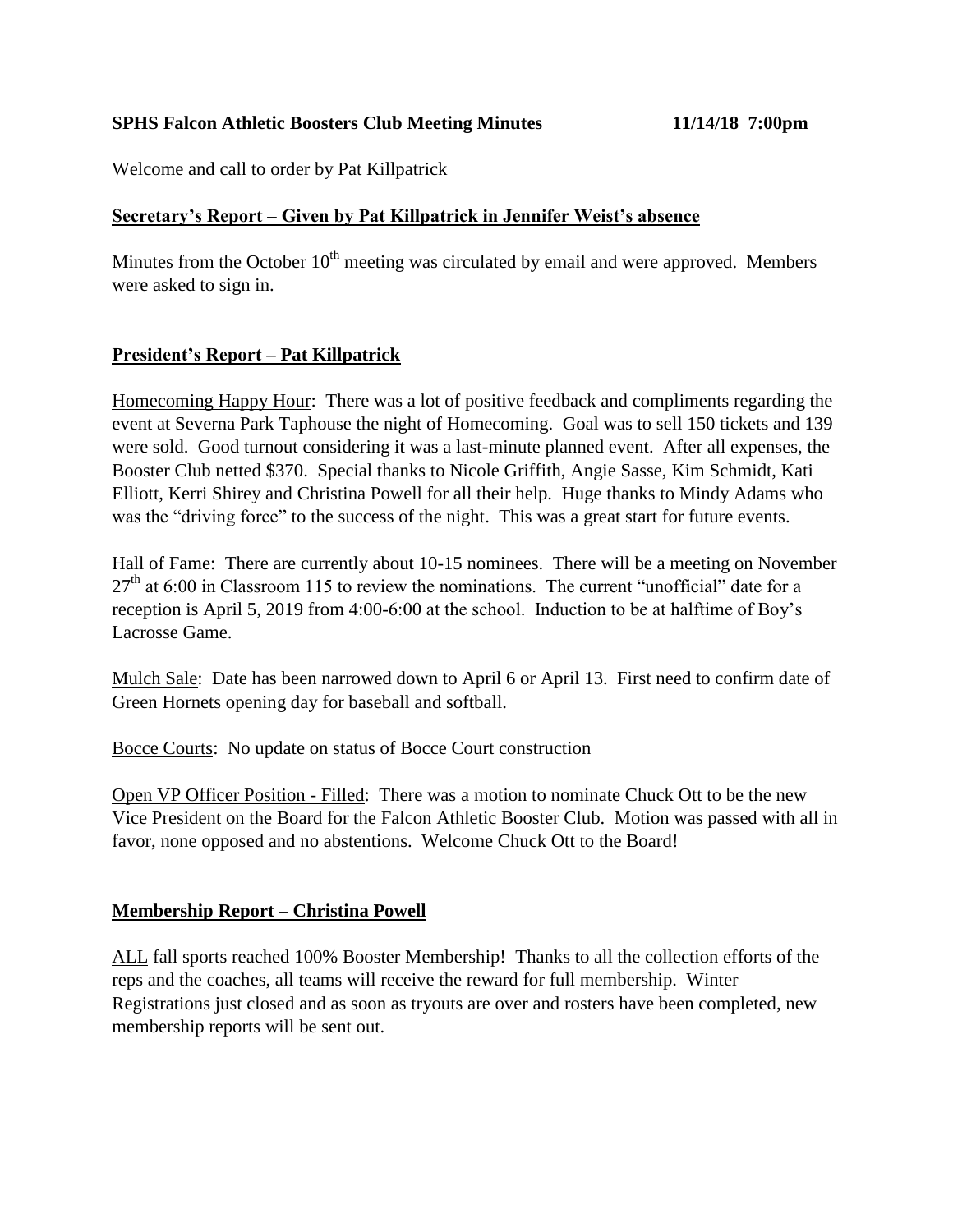**SPHS Falcon Athletic Boosters Club Meeting Minutes 11/14/18 7:00pm**

Welcome and call to order by Pat Killpatrick

## Secretary's Report – Given by Pat Killpatrick in Jennifer Weist's absence

Minutes from the October 10th meeting was circulated by email and were approved. Members were asked to sign in.

## President's Report – Pat Killpatrick

Homecoming Happy Hour: There was a lot of positive feedback and compliments regarding the event at Severna Park Taphouse the night of Homecoming. Goal was to sell 150 tickets and 139 were sold. Good turnout considering it was a last-minute planned event. After all expenses, the Booster Club netted $370. Special thanks to Nicole Griffith, Angie Sasse, Kim Schmidt, Kati Elliott, Kerri Shirey and Christina Powell for all their help. Huge thanks to Mindy Adams who was the "driving force" to the success of the night. This was a great start for future events.

Hall of Fame: There are currently about 10-15 nominees. There will be a meeting on November 27th at 6:00 in Classroom 115 to review the nominations. The current "unofficial" date for a reception is April 5, 2019 from 4:00-6:00 at the school. Induction to be at halftime of Boy's Lacrosse Game.

Mulch Sale: Date has been narrowed down to April 6 or April 13. First need to confirm date of Green Hornets opening day for baseball and softball.

Bocce Courts: No update on status of Bocce Court construction

Open VP Officer Position - Filled: There was a motion to nominate Chuck Ott to be the new Vice President on the Board for the Falcon Athletic Booster Club. Motion was passed with all in favor, none opposed and no abstentions. Welcome Chuck Ott to the Board!

## Membership Report – Christina Powell

ALL fall sports reached 100% Booster Membership! Thanks to all the collection efforts of the reps and the coaches, all teams will receive the reward for full membership. Winter Registrations just closed and as soon as tryouts are over and rosters have been completed, new membership reports will be sent out.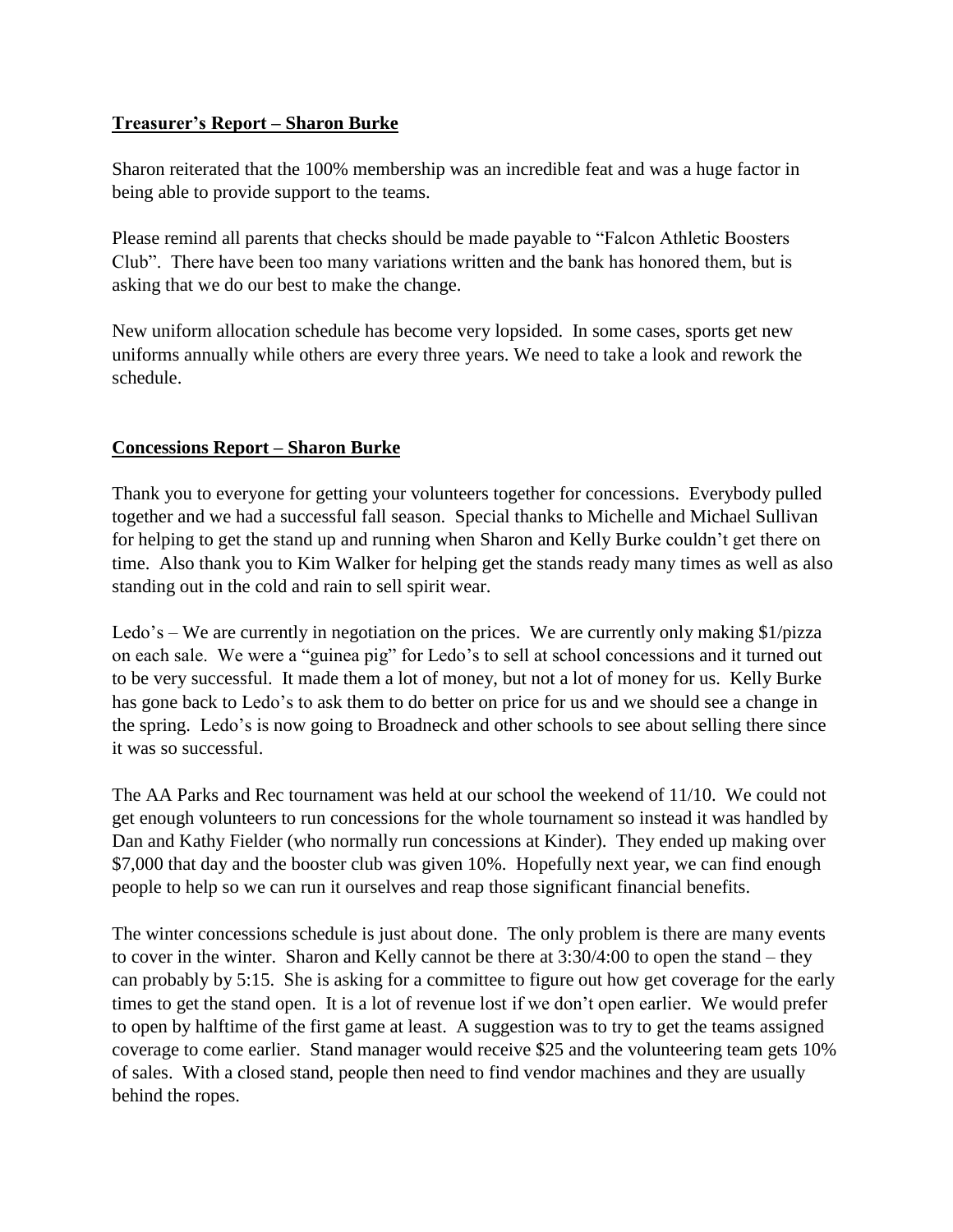**<u>Treasurer's Report – Sharon Burke</u>**

Sharon reiterated that the 100% membership was an incredible feat and was a huge factor in being able to provide support to the teams.

Please remind all parents that checks should be made payable to "Falcon Athletic Boosters Club". There have been too many variations written and the bank has honored them, but is asking that we do our best to make the change.

New uniform allocation schedule has become very lopsided. In some cases, sports get new uniforms annually while others are every three years. We need to take a look and rework the schedule.

**<u>Concessions Report – Sharon Burke</u>**

Thank you to everyone for getting your volunteers together for concessions. Everybody pulled together and we had a successful fall season. Special thanks to Michelle and Michael Sullivan for helping to get the stand up and running when Sharon and Kelly Burke couldn't get there on time. Also thank you to Kim Walker for helping get the stands ready many times as well as also standing out in the cold and rain to sell spirit wear.

Ledo's – We are currently in negotiation on the prices. We are currently only making $1/pizza on each sale. We were a "guinea pig" for Ledo's to sell at school concessions and it turned out to be very successful. It made them a lot of money, but not a lot of money for us. Kelly Burke has gone back to Ledo's to ask them to do better on price for us and we should see a change in the spring. Ledo's is now going to Broadneck and other schools to see about selling there since it was so successful.

The AA Parks and Rec tournament was held at our school the weekend of 11/10. We could not get enough volunteers to run concessions for the whole tournament so instead it was handled by Dan and Kathy Fielder (who normally run concessions at Kinder). They ended up making over $7,000 that day and the booster club was given 10%. Hopefully next year, we can find enough people to help so we can run it ourselves and reap those significant financial benefits.

The winter concessions schedule is just about done. The only problem is there are many events to cover in the winter. Sharon and Kelly cannot be there at 3:30/4:00 to open the stand – they can probably by 5:15. She is asking for a committee to figure out how get coverage for the early times to get the stand open. It is a lot of revenue lost if we don't open earlier. We would prefer to open by halftime of the first game at least. A suggestion was to try to get the teams assigned coverage to come earlier. Stand manager would receive $25 and the volunteering team gets 10% of sales. With a closed stand, people then need to find vendor machines and they are usually behind the ropes.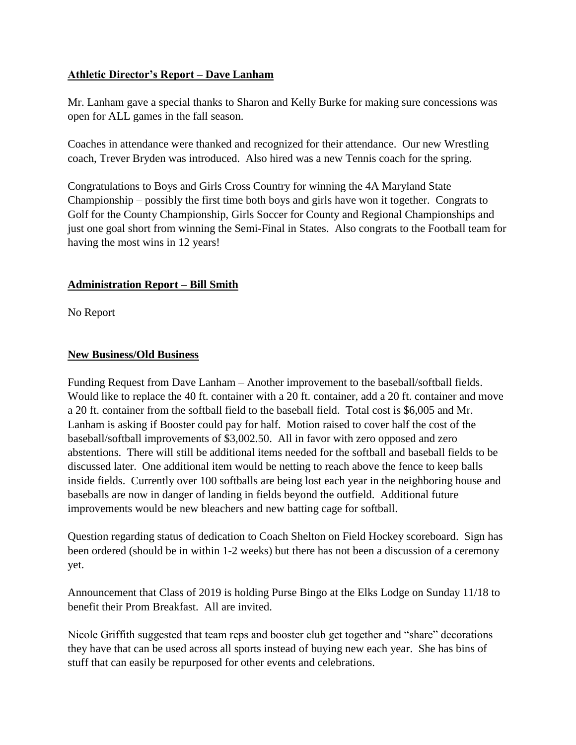**Athletic Director's Report – Dave Lanham**

Mr. Lanham gave a special thanks to Sharon and Kelly Burke for making sure concessions was open for ALL games in the fall season.

Coaches in attendance were thanked and recognized for their attendance. Our new Wrestling coach, Trever Bryden was introduced. Also hired was a new Tennis coach for the spring.

Congratulations to Boys and Girls Cross Country for winning the 4A Maryland State Championship – possibly the first time both boys and girls have won it together. Congrats to Golf for the County Championship, Girls Soccer for County and Regional Championships and just one goal short from winning the Semi-Final in States. Also congrats to the Football team for having the most wins in 12 years!

**Administration Report – Bill Smith**

No Report

**New Business/Old Business**

Funding Request from Dave Lanham – Another improvement to the baseball/softball fields. Would like to replace the 40 ft. container with a 20 ft. container, add a 20 ft. container and move a 20 ft. container from the softball field to the baseball field. Total cost is $6,005 and Mr. Lanham is asking if Booster could pay for half. Motion raised to cover half the cost of the baseball/softball improvements of $3,002.50. All in favor with zero opposed and zero abstentions. There will still be additional items needed for the softball and baseball fields to be discussed later. One additional item would be netting to reach above the fence to keep balls inside fields. Currently over 100 softballs are being lost each year in the neighboring house and baseballs are now in danger of landing in fields beyond the outfield. Additional future improvements would be new bleachers and new batting cage for softball.

Question regarding status of dedication to Coach Shelton on Field Hockey scoreboard. Sign has been ordered (should be in within 1-2 weeks) but there has not been a discussion of a ceremony yet.

Announcement that Class of 2019 is holding Purse Bingo at the Elks Lodge on Sunday 11/18 to benefit their Prom Breakfast. All are invited.

Nicole Griffith suggested that team reps and booster club get together and "share" decorations they have that can be used across all sports instead of buying new each year. She has bins of stuff that can easily be repurposed for other events and celebrations.